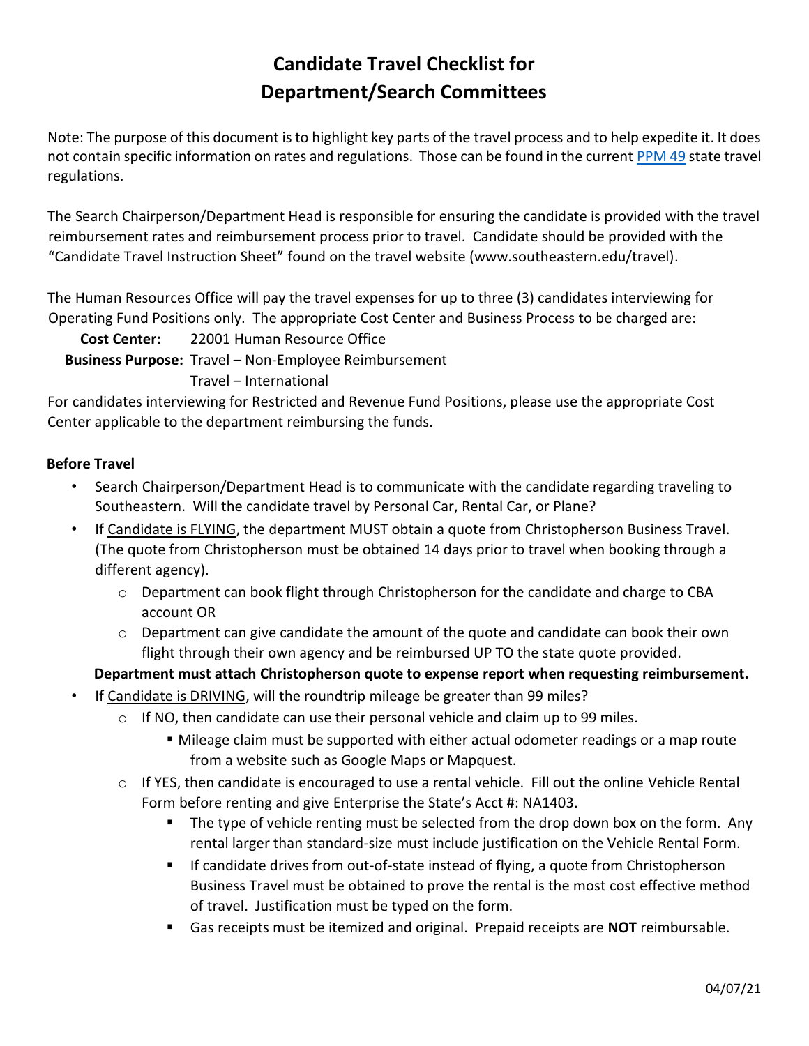# Candidate Travel Checklist for Department/Search Committees

Note: The purpose of this document is to highlight key parts of the travel process and to help expedite it. It does not contain specific information on rates and regulations. Those can be found in the current PPM 49 state travel regulations.

The Search Chairperson/Department Head is responsible for ensuring the candidate is provided with the travel reimbursement rates and reimbursement process prior to travel. Candidate should be provided with the "Candidate Travel Instruction Sheet" found on the travel website (www.southeastern.edu/travel).

The Human Resources Office will pay the travel expenses for up to three (3) candidates interviewing for Operating Fund Positions only. The appropriate Cost Center and Business Process to be charged are:

**Cost Center:** 22001 Human Resource Office

**Business Purpose:** Travel – Non-Employee Reimbursement
Travel – International

For candidates interviewing for Restricted and Revenue Fund Positions, please use the appropriate Cost Center applicable to the department reimbursing the funds.

### Before Travel

- Search Chairperson/Department Head is to communicate with the candidate regarding traveling to Southeastern. Will the candidate travel by Personal Car, Rental Car, or Plane?
- If Candidate is FLYING, the department MUST obtain a quote from Christopherson Business Travel. (The quote from Christopherson must be obtained 14 days prior to travel when booking through a different agency).
  - Department can book flight through Christopherson for the candidate and charge to CBA account OR
  - Department can give candidate the amount of the quote and candidate can book their own flight through their own agency and be reimbursed UP TO the state quote provided.

  **Department must attach Christopherson quote to expense report when requesting reimbursement.**
- If Candidate is DRIVING, will the roundtrip mileage be greater than 99 miles?
  - If NO, then candidate can use their personal vehicle and claim up to 99 miles.
    - Mileage claim must be supported with either actual odometer readings or a map route from a website such as Google Maps or Mapquest.
  - If YES, then candidate is encouraged to use a rental vehicle. Fill out the online Vehicle Rental Form before renting and give Enterprise the State's Acct #: NA1403.
    - The type of vehicle renting must be selected from the drop down box on the form. Any rental larger than standard-size must include justification on the Vehicle Rental Form.
    - If candidate drives from out-of-state instead of flying, a quote from Christopherson Business Travel must be obtained to prove the rental is the most cost effective method of travel. Justification must be typed on the form.
    - Gas receipts must be itemized and original. Prepaid receipts are **NOT** reimbursable.

04/07/21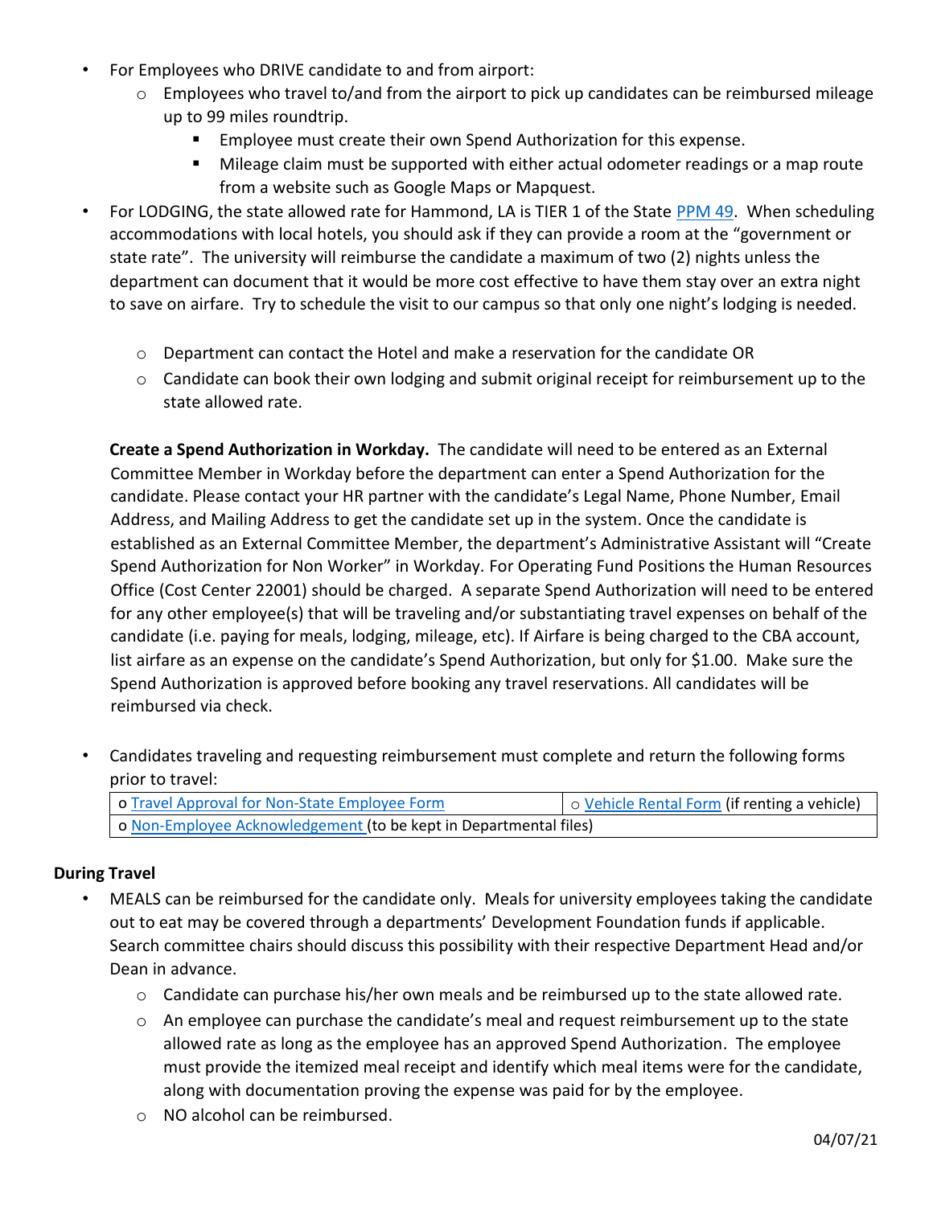- For Employees who DRIVE candidate to and from airport:
  - Employees who travel to/and from the airport to pick up candidates can be reimbursed mileage up to 99 miles roundtrip.
    - Employee must create their own Spend Authorization for this expense.
    - Mileage claim must be supported with either actual odometer readings or a map route from a website such as Google Maps or Mapquest.
- For LODGING, the state allowed rate for Hammond, LA is TIER 1 of the State PPM 49. When scheduling accommodations with local hotels, you should ask if they can provide a room at the "government or state rate". The university will reimburse the candidate a maximum of two (2) nights unless the department can document that it would be more cost effective to have them stay over an extra night to save on airfare. Try to schedule the visit to our campus so that only one night's lodging is needed.
  - Department can contact the Hotel and make a reservation for the candidate OR
  - Candidate can book their own lodging and submit original receipt for reimbursement up to the state allowed rate.

  **Create a Spend Authorization in Workday.** The candidate will need to be entered as an External Committee Member in Workday before the department can enter a Spend Authorization for the candidate. Please contact your HR partner with the candidate's Legal Name, Phone Number, Email Address, and Mailing Address to get the candidate set up in the system. Once the candidate is established as an External Committee Member, the department's Administrative Assistant will "Create Spend Authorization for Non Worker" in Workday. For Operating Fund Positions the Human Resources Office (Cost Center 22001) should be charged. A separate Spend Authorization will need to be entered for any other employee(s) that will be traveling and/or substantiating travel expenses on behalf of the candidate (i.e. paying for meals, lodging, mileage, etc). If Airfare is being charged to the CBA account, list airfare as an expense on the candidate's Spend Authorization, but only for $1.00. Make sure the Spend Authorization is approved before booking any travel reservations. All candidates will be reimbursed via check.

- Candidates traveling and requesting reimbursement must complete and return the following forms prior to travel:

| o Travel Approval for Non-State Employee Form | o Vehicle Rental Form (if renting a vehicle) |
|---|---|
| o Non-Employee Acknowledgement (to be kept in Departmental files) | |

### During Travel

- MEALS can be reimbursed for the candidate only. Meals for university employees taking the candidate out to eat may be covered through a departments' Development Foundation funds if applicable. Search committee chairs should discuss this possibility with their respective Department Head and/or Dean in advance.
  - Candidate can purchase his/her own meals and be reimbursed up to the state allowed rate.
  - An employee can purchase the candidate's meal and request reimbursement up to the state allowed rate as long as the employee has an approved Spend Authorization. The employee must provide the itemized meal receipt and identify which meal items were for the candidate, along with documentation proving the expense was paid for by the employee.
  - NO alcohol can be reimbursed.

04/07/21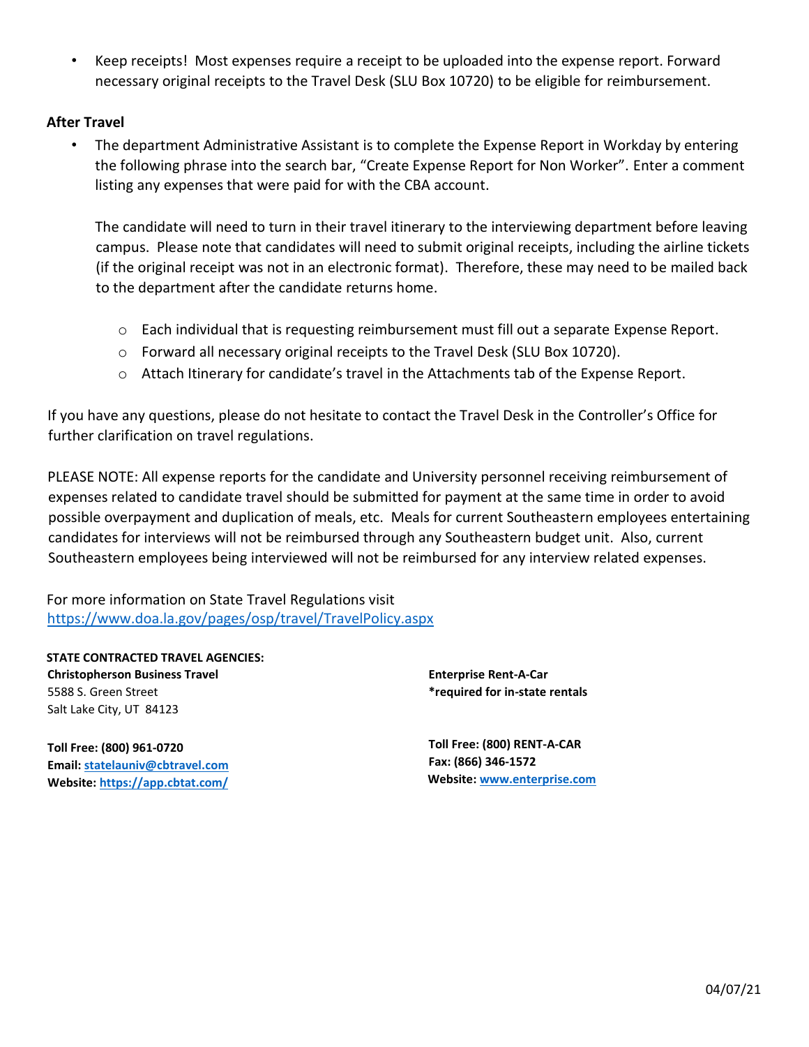- Keep receipts! Most expenses require a receipt to be uploaded into the expense report. Forward necessary original receipts to the Travel Desk (SLU Box 10720) to be eligible for reimbursement.

**After Travel**

- The department Administrative Assistant is to complete the Expense Report in Workday by entering the following phrase into the search bar, "Create Expense Report for Non Worker". Enter a comment listing any expenses that were paid for with the CBA account.

  The candidate will need to turn in their travel itinerary to the interviewing department before leaving campus. Please note that candidates will need to submit original receipts, including the airline tickets (if the original receipt was not in an electronic format). Therefore, these may need to be mailed back to the department after the candidate returns home.

  - Each individual that is requesting reimbursement must fill out a separate Expense Report.
  - Forward all necessary original receipts to the Travel Desk (SLU Box 10720).
  - Attach Itinerary for candidate's travel in the Attachments tab of the Expense Report.

If you have any questions, please do not hesitate to contact the Travel Desk in the Controller's Office for further clarification on travel regulations.

PLEASE NOTE: All expense reports for the candidate and University personnel receiving reimbursement of expenses related to candidate travel should be submitted for payment at the same time in order to avoid possible overpayment and duplication of meals, etc. Meals for current Southeastern employees entertaining candidates for interviews will not be reimbursed through any Southeastern budget unit. Also, current Southeastern employees being interviewed will not be reimbursed for any interview related expenses.

For more information on State Travel Regulations visit
https://www.doa.la.gov/pages/osp/travel/TravelPolicy.aspx

**STATE CONTRACTED TRAVEL AGENCIES:**

**Christopherson Business Travel**
5588 S. Green Street
Salt Lake City, UT 84123

**Toll Free: (800) 961-0720**
**Email: statelauniv@cbtravel.com**
**Website: https://app.cbtat.com/**

**Enterprise Rent-A-Car**
***required for in-state rentals**

**Toll Free: (800) RENT-A-CAR**
**Fax: (866) 346-1572**
**Website: www.enterprise.com**

04/07/21